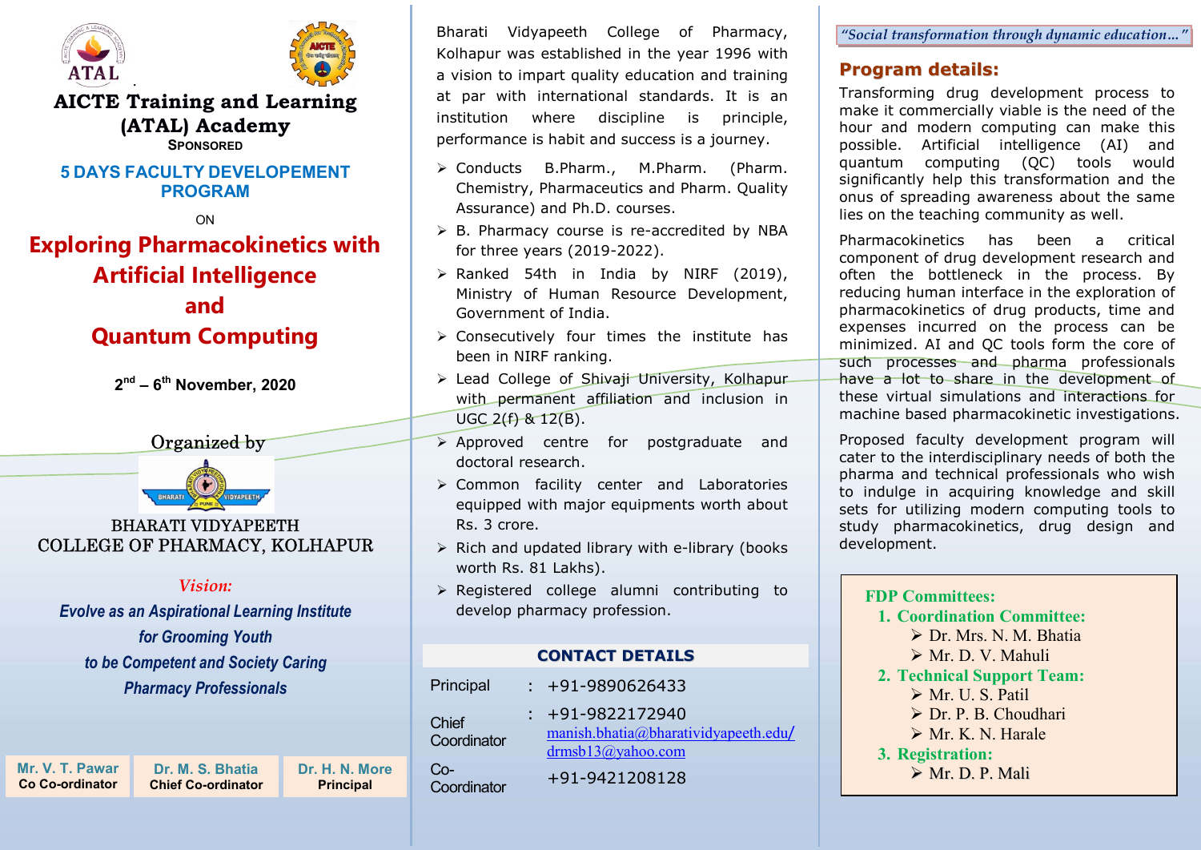ATAL

# AICTE Training and Learning (ATAL) Academy

SPONSORED

## 5 DAYS FACULTY DEVELEPOMENT PROGRAM

ON

# Exploring Pharmacokinetics with Artificial Intelligence and Quantum Computing

**2nd – 6th November, 2020**

Organized by

BHARATI VIDYAPEETH COLLEGE OF PHARMACY, KOLHAPUR

*Vision:*

***Evolve as an Aspirational Learning Institute for Grooming Youth to be Competent and Society Caring Pharmacy Professionals***

| Mr. V. T. Pawar | Dr. M. S. Bhatia | Dr. H. N. More |
|---|---|---|
| Co Co-ordinator | Chief Co-ordinator | Principal |

Bharati Vidyapeeth College of Pharmacy, Kolhapur was established in the year 1996 with a vision to impart quality education and training at par with international standards. It is an institution where discipline is principle, performance is habit and success is a journey.

- Conducts B.Pharm., M.Pharm. (Pharm. Chemistry, Pharmaceutics and Pharm. Quality Assurance) and Ph.D. courses.
- B. Pharmacy course is re-accredited by NBA for three years (2019-2022).
- Ranked 54th in India by NIRF (2019), Ministry of Human Resource Development, Government of India.
- Consecutively four times the institute has been in NIRF ranking.
- Lead College of Shivaji University, Kolhapur with permanent affiliation and inclusion in UGC 2(f) & 12(B).
- Approved centre for postgraduate and doctoral research.
- Common facility center and Laboratories equipped with major equipments worth about Rs. 3 crore.
- Rich and updated library with e-library (books worth Rs. 81 Lakhs).
- Registered college alumni contributing to develop pharmacy profession.

## CONTACT DETAILS

| | | |
|---|---|---|
| Principal | : | +91-9890626433 |
| Chief Coordinator | : | +91-9822172940<br>manish.bhatia@bharatividyapeeth.edu/ drmsb13@yahoo.com |
| Co-Coordinator | | +91-9421208128 |

*"Social transformation through dynamic education…"*

## Program details:

Transforming drug development process to make it commercially viable is the need of the hour and modern computing can make this possible. Artificial intelligence (AI) and quantum computing (QC) tools would significantly help this transformation and the onus of spreading awareness about the same lies on the teaching community as well.

Pharmacokinetics has been a critical component of drug development research and often the bottleneck in the process. By reducing human interface in the exploration of pharmacokinetics of drug products, time and expenses incurred on the process can be minimized. AI and QC tools form the core of such processes and pharma professionals have a lot to share in the development of these virtual simulations and interactions for machine based pharmacokinetic investigations.

Proposed faculty development program will cater to the interdisciplinary needs of both the pharma and technical professionals who wish to indulge in acquiring knowledge and skill sets for utilizing modern computing tools to study pharmacokinetics, drug design and development.

**FDP Committees:**

1. **Coordination Committee:**
   - Dr. Mrs. N. M. Bhatia
   - Mr. D. V. Mahuli
2. **Technical Support Team:**
   - Mr. U. S. Patil
   - Dr. P. B. Choudhari
   - Mr. K. N. Harale
3. **Registration:**
   - Mr. D. P. Mali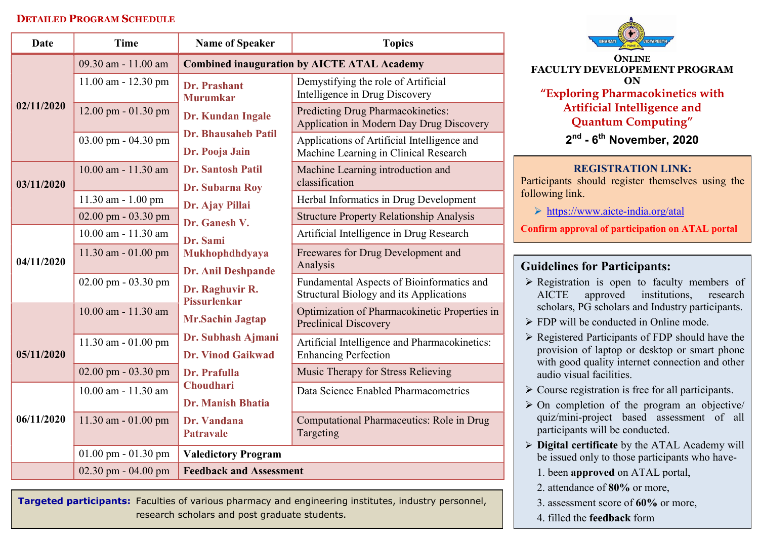## DETAILED PROGRAM SCHEDULE

| Date | Time | Name of Speaker | Topics |
|---|---|---|---|
| 02/11/2020 | 09.30 am - 11.00 am | Combined inauguration by AICTE ATAL Academy | |
| | 11.00 am - 12.30 pm | Dr. Prashant Murumkar | Demystifying the role of Artificial Intelligence in Drug Discovery |
| | 12.00 pm - 01.30 pm | Dr. Kundan Ingale | Predicting Drug Pharmacokinetics: Application in Modern Day Drug Discovery |
| | 03.00 pm - 04.30 pm | Dr. Bhausaheb Patil | Applications of Artificial Intelligence and Machine Learning in Clinical Research |
| 03/11/2020 | 10.00 am - 11.30 am | Dr. Pooja Jain | Machine Learning introduction and classification |
| | 11.30 am - 1.00 pm | Dr. Santosh Patil | Herbal Informatics in Drug Development |
| | 02.00 pm - 03.30 pm | Dr. Subarna Roy | Structure Property Relationship Analysis |
| 04/11/2020 | 10.00 am - 11.30 am | Dr. Ajay Pillai | Artificial Intelligence in Drug Research |
| | 11.30 am - 01.00 pm | Dr. Ganesh V. | Freewares for Drug Development and Analysis |
| | 02.00 pm - 03.30 pm | Dr. Sami Mukhophdhdyaya | Fundamental Aspects of Bioinformatics and Structural Biology and its Applications |
| 05/11/2020 | 10.00 am - 11.30 am | Dr. Anil Deshpande | Optimization of Pharmacokinetic Properties in Preclinical Discovery |
| | 11.30 am - 01.00 pm | Dr. Raghuvir R. Pissurlenkar | Artificial Intelligence and Pharmacokinetics: Enhancing Perfection |
| | 02.00 pm - 03.30 pm | Mr.Sachin Jagtap | Music Therapy for Stress Relieving |
| 06/11/2020 | 10.00 am - 11.30 am | Dr. Subhash Ajmani | Data Science Enabled Pharmacometrics |
| | 11.30 am - 01.00 pm | Dr. Vinod Gaikwad | Computational Pharmaceutics: Role in Drug Targeting |
| | 01.00 pm - 01.30 pm | Valedictory Program | |
| | 02.30 pm - 04.00 pm | Feedback and Assessment | |

Speakers: Dr. Prashant Murumkar, Dr. Kundan Ingale, Dr. Bhausaheb Patil, Dr. Pooja Jain, Dr. Santosh Patil, Dr. Subarna Roy, Dr. Ajay Pillai, Dr. Ganesh V., Dr. Sami Mukhophdhdyaya, Dr. Anil Deshpande, Dr. Raghuvir R. Pissurlenkar, Mr.Sachin Jagtap, Dr. Subhash Ajmani, Dr. Vinod Gaikwad, Dr. Prafulla Choudhari, Dr. Manish Bhatia, Dr. Vandana Patravale

**Targeted participants:** Faculties of various pharmacy and engineering institutes, industry personnel, research scholars and post graduate students.

**ONLINE**
**FACULTY DEVELOPEMENT PROGRAM**
**ON**

## "Exploring Pharmacokinetics with Artificial Intelligence and Quantum Computing"

**2nd - 6th November, 2020**

### REGISTRATION LINK:

Participants should register themselves using the following link.

- https://www.aicte-india.org/atal

**Confirm approval of participation on ATAL portal**

### Guidelines for Participants:

- Registration is open to faculty members of AICTE approved institutions, research scholars, PG scholars and Industry participants.
- FDP will be conducted in Online mode.
- Registered Participants of FDP should have the provision of laptop or desktop or smart phone with good quality internet connection and other audio visual facilities.
- Course registration is free for all participants.
- On completion of the program an objective/ quiz/mini-project based assessment of all participants will be conducted.
- **Digital certificate** by the ATAL Academy will be issued only to those participants who have-
  1. been **approved** on ATAL portal,
  2. attendance of **80%** or more,
  3. assessment score of **60%** or more,
  4. filled the **feedback** form